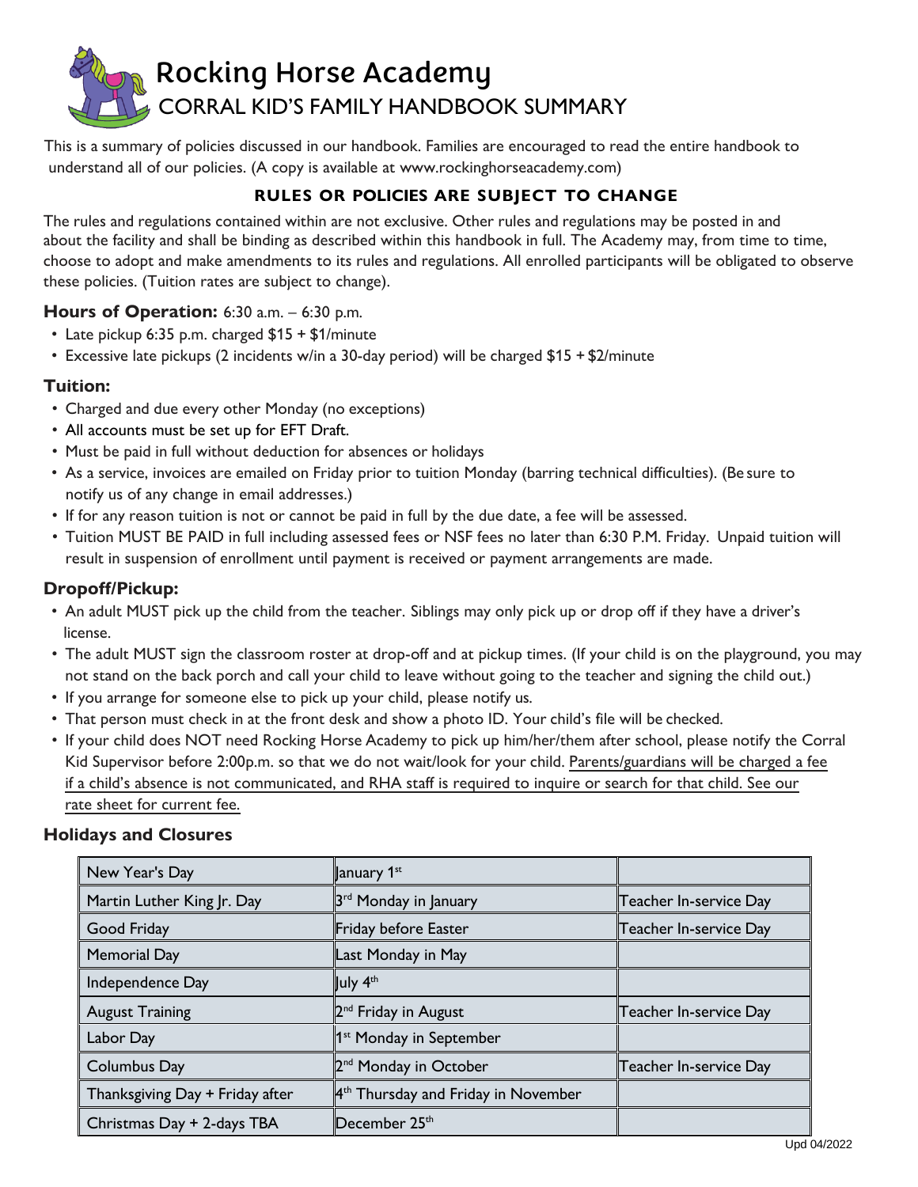# Rocking Horse Academy

## CORRAL KID'S FAMILY HANDBOOK SUMMARY

This is a summary of policies discussed in our handbook. Families are encouraged to read the entire handbook to understand all of our policies. (A copy is available at www.rockinghorseacademy.com)

### RULES OR POLICIES ARE SUBJECT TO CHANGE

The rules and regulations contained within are not exclusive. Other rules and regulations may be posted in and about the facility and shall be binding as described within this handbook in full. The Academy may, from time to time, choose to adopt and make amendments to its rules and regulations. All enrolled participants will be obligated to observe these policies. (Tuition rates are subject to change).

**Hours of Operation:** 6:30 a.m. – 6:30 p.m.

- Late pickup 6:35 p.m. charged $15 + $1/minute
- Excessive late pickups (2 incidents w/in a 30-day period) will be charged $15 + $2/minute

**Tuition:**

- Charged and due every other Monday (no exceptions)
- All accounts must be set up for EFT Draft.
- Must be paid in full without deduction for absences or holidays
- As a service, invoices are emailed on Friday prior to tuition Monday (barring technical difficulties). (Be sure to notify us of any change in email addresses.)
- If for any reason tuition is not or cannot be paid in full by the due date, a fee will be assessed.
- Tuition MUST BE PAID in full including assessed fees or NSF fees no later than 6:30 P.M. Friday. Unpaid tuition will result in suspension of enrollment until payment is received or payment arrangements are made.

**Dropoff/Pickup:**

- An adult MUST pick up the child from the teacher. Siblings may only pick up or drop off if they have a driver's license.
- The adult MUST sign the classroom roster at drop-off and at pickup times. (If your child is on the playground, you may not stand on the back porch and call your child to leave without going to the teacher and signing the child out.)
- If you arrange for someone else to pick up your child, please notify us.
- That person must check in at the front desk and show a photo ID. Your child's file will be checked.
- If your child does NOT need Rocking Horse Academy to pick up him/her/them after school, please notify the Corral Kid Supervisor before 2:00p.m. so that we do not wait/look for your child. Parents/guardians will be charged a fee if a child's absence is not communicated, and RHA staff is required to inquire or search for that child. See our rate sheet for current fee.

**Holidays and Closures**

| | | |
|---|---|---|
| New Year's Day | January 1st | |
| Martin Luther King Jr. Day | 3rd Monday in January | Teacher In-service Day |
| Good Friday | Friday before Easter | Teacher In-service Day |
| Memorial Day | Last Monday in May | |
| Independence Day | July 4th | |
| August Training | 2nd Friday in August | Teacher In-service Day |
| Labor Day | 1st Monday in September | |
| Columbus Day | 2nd Monday in October | Teacher In-service Day |
| Thanksgiving Day + Friday after | 4th Thursday and Friday in November | |
| Christmas Day + 2-days TBA | December 25th | |

Upd 04/2022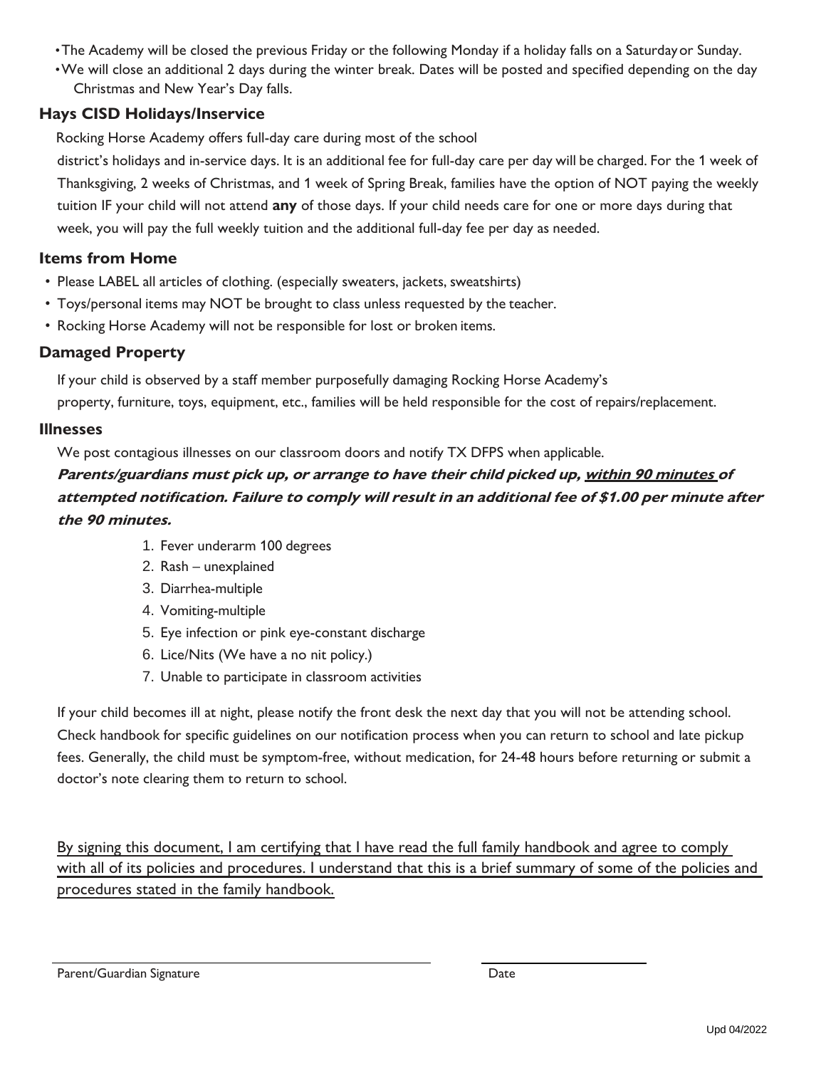- The Academy will be closed the previous Friday or the following Monday if a holiday falls on a Saturday or Sunday.
- We will close an additional 2 days during the winter break. Dates will be posted and specified depending on the day Christmas and New Year's Day falls.

## Hays CISD Holidays/Inservice

Rocking Horse Academy offers full-day care during most of the school district's holidays and in-service days. It is an additional fee for full-day care per day will be charged. For the 1 week of Thanksgiving, 2 weeks of Christmas, and 1 week of Spring Break, families have the option of NOT paying the weekly tuition IF your child will not attend **any** of those days. If your child needs care for one or more days during that week, you will pay the full weekly tuition and the additional full-day fee per day as needed.

## Items from Home

- Please LABEL all articles of clothing. (especially sweaters, jackets, sweatshirts)
- Toys/personal items may NOT be brought to class unless requested by the teacher.
- Rocking Horse Academy will not be responsible for lost or broken items.

## Damaged Property

If your child is observed by a staff member purposefully damaging Rocking Horse Academy's property, furniture, toys, equipment, etc., families will be held responsible for the cost of repairs/replacement.

## Illnesses

We post contagious illnesses on our classroom doors and notify TX DFPS when applicable.

***Parents/guardians must pick up, or arrange to have their child picked up, <u>within 90 minutes</u> of attempted notification. Failure to comply will result in an additional fee of $1.00 per minute after the 90 minutes.***

1. Fever underarm 100 degrees
2. Rash – unexplained
3. Diarrhea-multiple
4. Vomiting-multiple
5. Eye infection or pink eye-constant discharge
6. Lice/Nits (We have a no nit policy.)
7. Unable to participate in classroom activities

If your child becomes ill at night, please notify the front desk the next day that you will not be attending school. Check handbook for specific guidelines on our notification process when you can return to school and late pickup fees. Generally, the child must be symptom-free, without medication, for 24-48 hours before returning or submit a doctor's note clearing them to return to school.

<u>By signing this document, I am certifying that I have read the full family handbook and agree to comply with all of its policies and procedures. I understand that this is a brief summary of some of the policies and procedures stated in the family handbook.</u>

Parent/Guardian Signature ______________________ Date ____________

Upd 04/2022